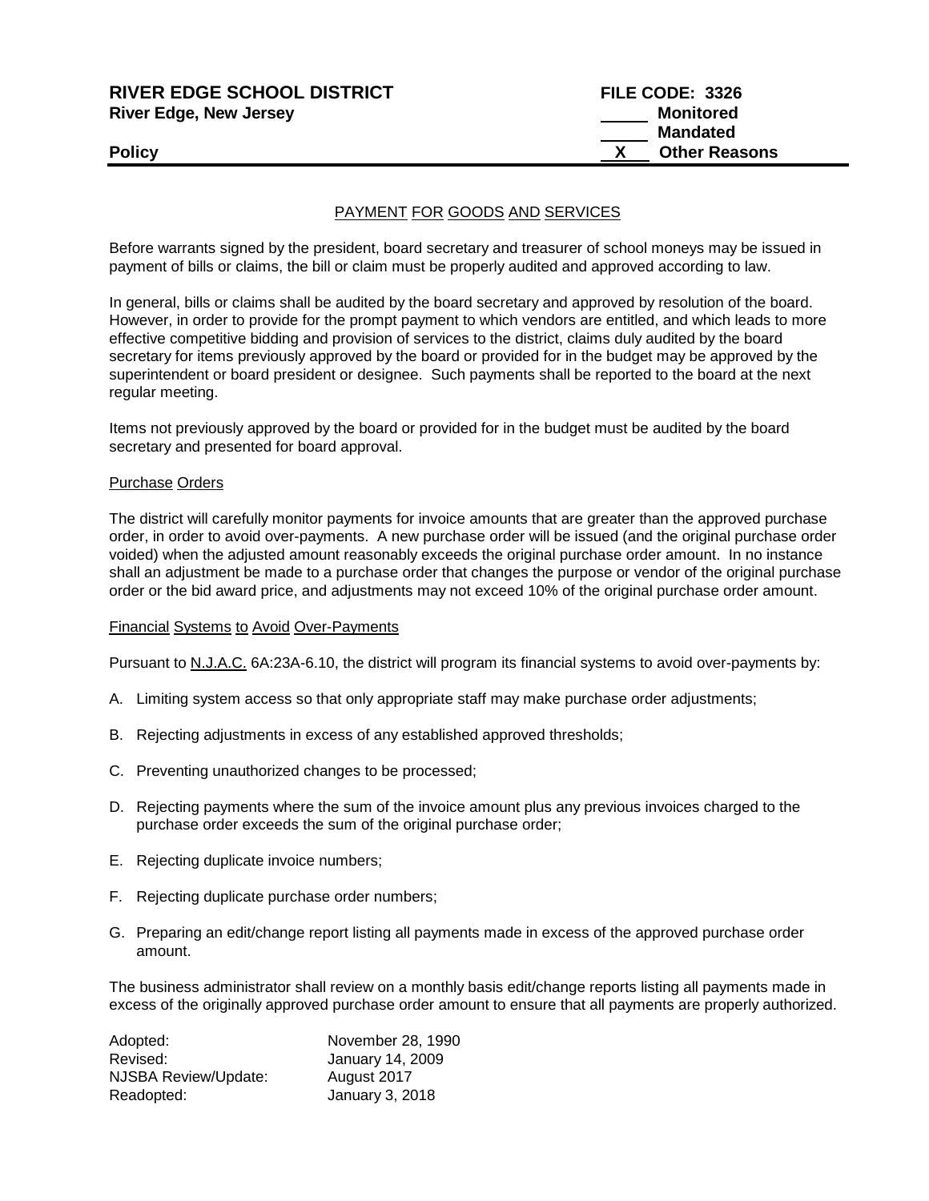**RIVER EDGE SCHOOL DISTRICT**
**River Edge, New Jersey**

**Policy**

**FILE CODE: 3326**
_____ **Monitored**
_____ **Mandated**
__X__ **Other Reasons**

## PAYMENT FOR GOODS AND SERVICES

Before warrants signed by the president, board secretary and treasurer of school moneys may be issued in payment of bills or claims, the bill or claim must be properly audited and approved according to law.

In general, bills or claims shall be audited by the board secretary and approved by resolution of the board. However, in order to provide for the prompt payment to which vendors are entitled, and which leads to more effective competitive bidding and provision of services to the district, claims duly audited by the board secretary for items previously approved by the board or provided for in the budget may be approved by the superintendent or board president or designee. Such payments shall be reported to the board at the next regular meeting.

Items not previously approved by the board or provided for in the budget must be audited by the board secretary and presented for board approval.

### Purchase Orders

The district will carefully monitor payments for invoice amounts that are greater than the approved purchase order, in order to avoid over-payments. A new purchase order will be issued (and the original purchase order voided) when the adjusted amount reasonably exceeds the original purchase order amount. In no instance shall an adjustment be made to a purchase order that changes the purpose or vendor of the original purchase order or the bid award price, and adjustments may not exceed 10% of the original purchase order amount.

### Financial Systems to Avoid Over-Payments

Pursuant to N.J.A.C. 6A:23A-6.10, the district will program its financial systems to avoid over-payments by:

A. Limiting system access so that only appropriate staff may make purchase order adjustments;

B. Rejecting adjustments in excess of any established approved thresholds;

C. Preventing unauthorized changes to be processed;

D. Rejecting payments where the sum of the invoice amount plus any previous invoices charged to the purchase order exceeds the sum of the original purchase order;

E. Rejecting duplicate invoice numbers;

F. Rejecting duplicate purchase order numbers;

G. Preparing an edit/change report listing all payments made in excess of the approved purchase order amount.

The business administrator shall review on a monthly basis edit/change reports listing all payments made in excess of the originally approved purchase order amount to ensure that all payments are properly authorized.

| | |
|---|---|
| Adopted: | November 28, 1990 |
| Revised: | January 14, 2009 |
| NJSBA Review/Update: | August 2017 |
| Readopted: | January 3, 2018 |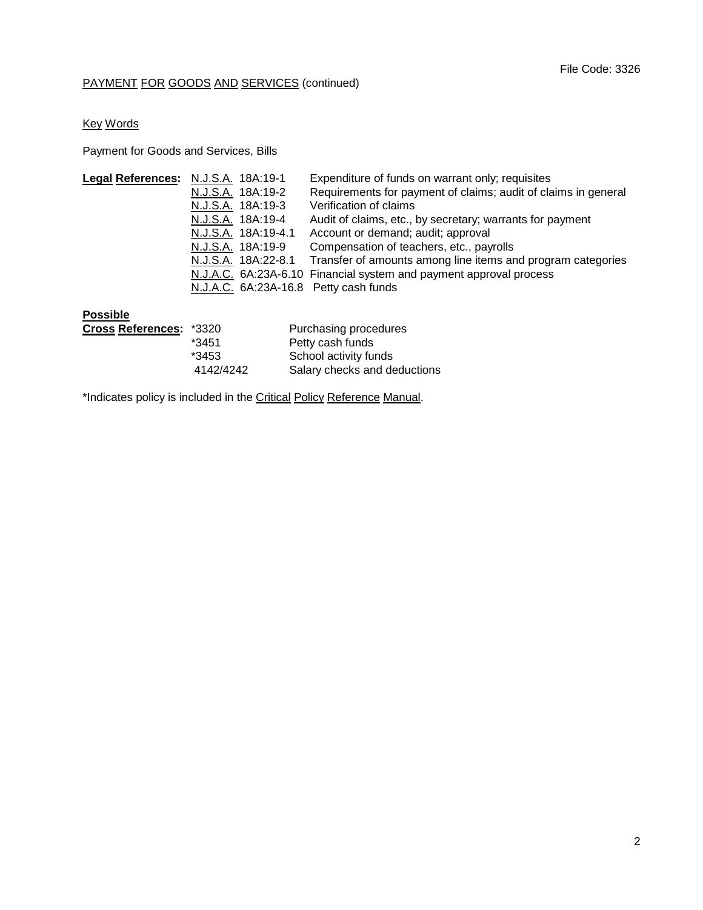File Code: 3326

PAYMENT FOR GOODS AND SERVICES (continued)

Key Words

Payment for Goods and Services, Bills

| **Legal References:** | | |
|---|---|---|
| | N.J.S.A. 18A:19-1 | Expenditure of funds on warrant only; requisites |
| | N.J.S.A. 18A:19-2 | Requirements for payment of claims; audit of claims in general |
| | N.J.S.A. 18A:19-3 | Verification of claims |
| | N.J.S.A. 18A:19-4 | Audit of claims, etc., by secretary; warrants for payment |
| | N.J.S.A. 18A:19-4.1 | Account or demand; audit; approval |
| | N.J.S.A. 18A:19-9 | Compensation of teachers, etc., payrolls |
| | N.J.S.A. 18A:22-8.1 | Transfer of amounts among line items and program categories |
| | N.J.A.C. 6A:23A-6.10 | Financial system and payment approval process |
| | N.J.A.C. 6A:23A-16.8 | Petty cash funds |

| **Possible Cross References:** | | |
|---|---|---|
| | *3320 | Purchasing procedures |
| | *3451 | Petty cash funds |
| | *3453 | School activity funds |
| | 4142/4242 | Salary checks and deductions |

*Indicates policy is included in the Critical Policy Reference Manual.